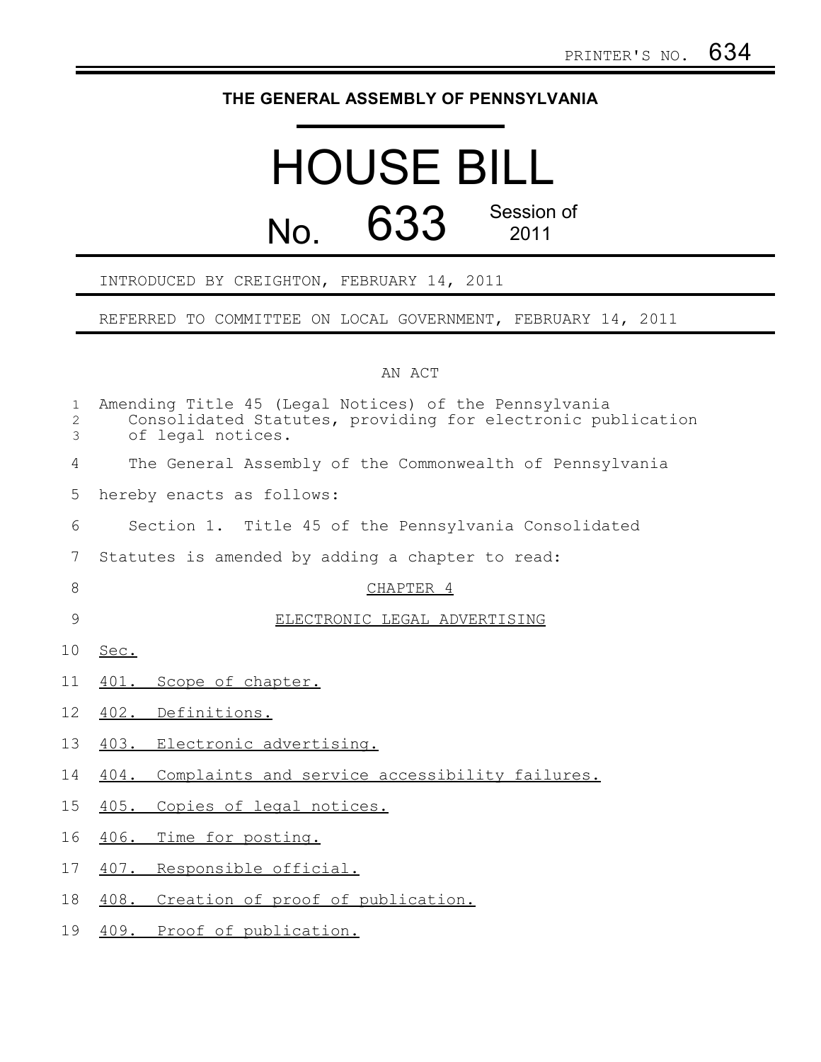PRINTER'S NO. 634

# THE GENERAL ASSEMBLY OF PENNSYLVANIA

# HOUSE BILL

## No. 633 Session of 2011

INTRODUCED BY CREIGHTON, FEBRUARY 14, 2011

REFERRED TO COMMITTEE ON LOCAL GOVERNMENT, FEBRUARY 14, 2011

AN ACT

Amending Title 45 (Legal Notices) of the Pennsylvania Consolidated Statutes, providing for electronic publication of legal notices.

The General Assembly of the Commonwealth of Pennsylvania hereby enacts as follows:

Section 1. Title 45 of the Pennsylvania Consolidated Statutes is amended by adding a chapter to read:

CHAPTER 4

ELECTRONIC LEGAL ADVERTISING

Sec.

401. Scope of chapter.

402. Definitions.

403. Electronic advertising.

404. Complaints and service accessibility failures.

405. Copies of legal notices.

406. Time for posting.

407. Responsible official.

408. Creation of proof of publication.

409. Proof of publication.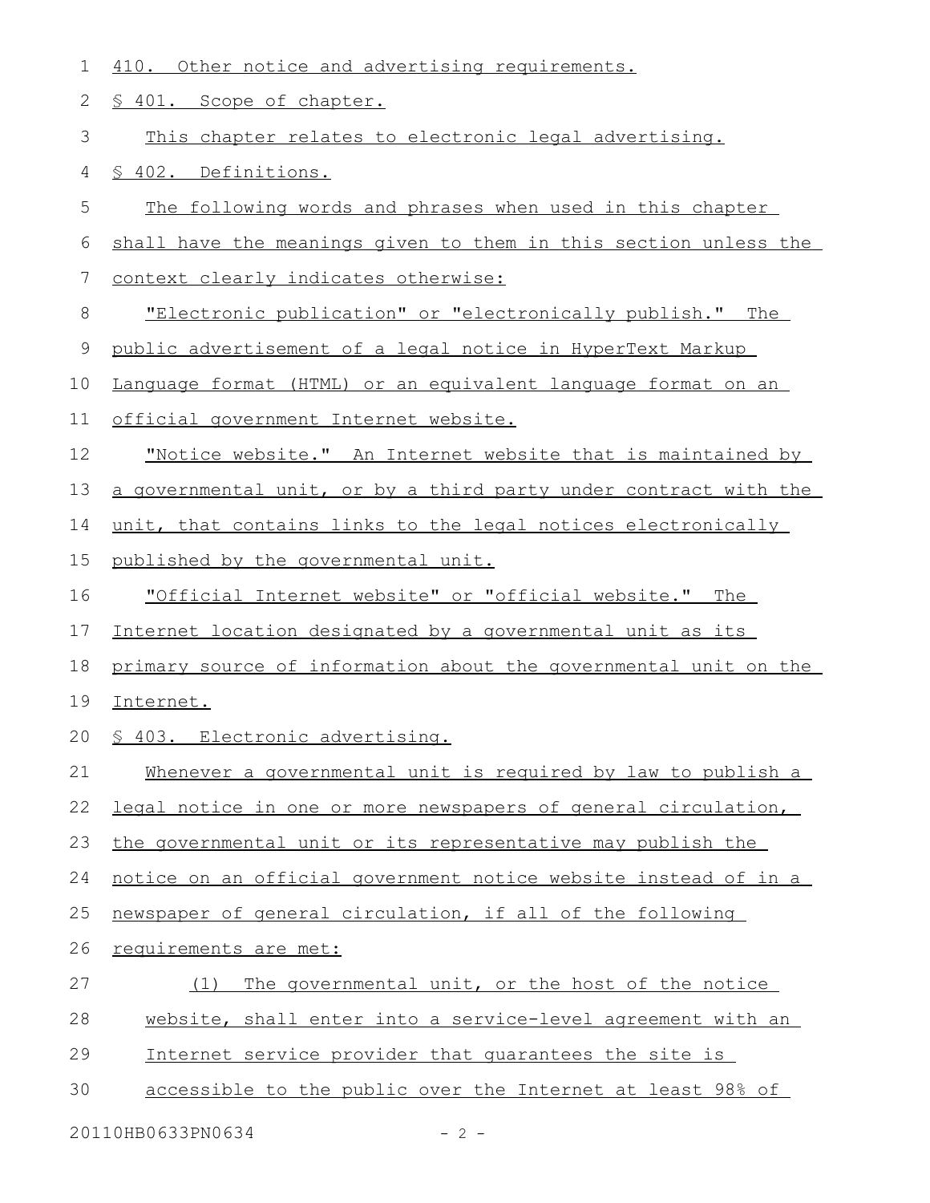410. Other notice and advertising requirements.

§ 401. Scope of chapter.

This chapter relates to electronic legal advertising.

§ 402. Definitions.

The following words and phrases when used in this chapter shall have the meanings given to them in this section unless the context clearly indicates otherwise:

"Electronic publication" or "electronically publish." The public advertisement of a legal notice in HyperText Markup Language format (HTML) or an equivalent language format on an official government Internet website.

"Notice website." An Internet website that is maintained by a governmental unit, or by a third party under contract with the unit, that contains links to the legal notices electronically published by the governmental unit.

"Official Internet website" or "official website." The Internet location designated by a governmental unit as its primary source of information about the governmental unit on the Internet.

§ 403. Electronic advertising.

Whenever a governmental unit is required by law to publish a legal notice in one or more newspapers of general circulation, the governmental unit or its representative may publish the notice on an official government notice website instead of in a newspaper of general circulation, if all of the following requirements are met:

(1) The governmental unit, or the host of the notice website, shall enter into a service-level agreement with an Internet service provider that guarantees the site is accessible to the public over the Internet at least 98% of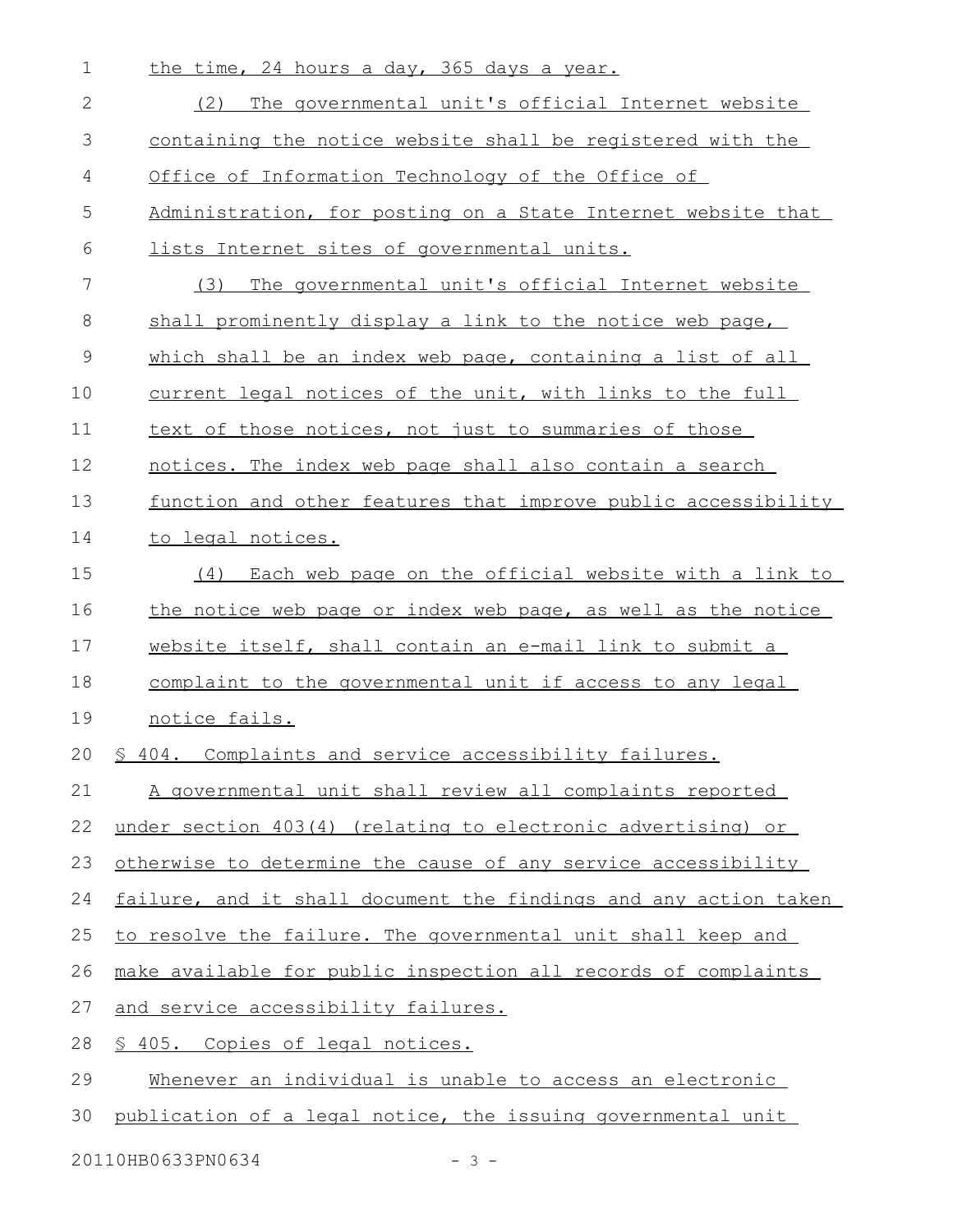the time, 24 hours a day, 365 days a year.

(2) The governmental unit's official Internet website containing the notice website shall be registered with the Office of Information Technology of the Office of Administration, for posting on a State Internet website that lists Internet sites of governmental units.

(3) The governmental unit's official Internet website shall prominently display a link to the notice web page, which shall be an index web page, containing a list of all current legal notices of the unit, with links to the full text of those notices, not just to summaries of those notices. The index web page shall also contain a search function and other features that improve public accessibility to legal notices.

(4) Each web page on the official website with a link to the notice web page or index web page, as well as the notice website itself, shall contain an e-mail link to submit a complaint to the governmental unit if access to any legal notice fails.

§ 404. Complaints and service accessibility failures.

A governmental unit shall review all complaints reported under section 403(4) (relating to electronic advertising) or otherwise to determine the cause of any service accessibility failure, and it shall document the findings and any action taken to resolve the failure. The governmental unit shall keep and make available for public inspection all records of complaints and service accessibility failures.

§ 405. Copies of legal notices.

Whenever an individual is unable to access an electronic publication of a legal notice, the issuing governmental unit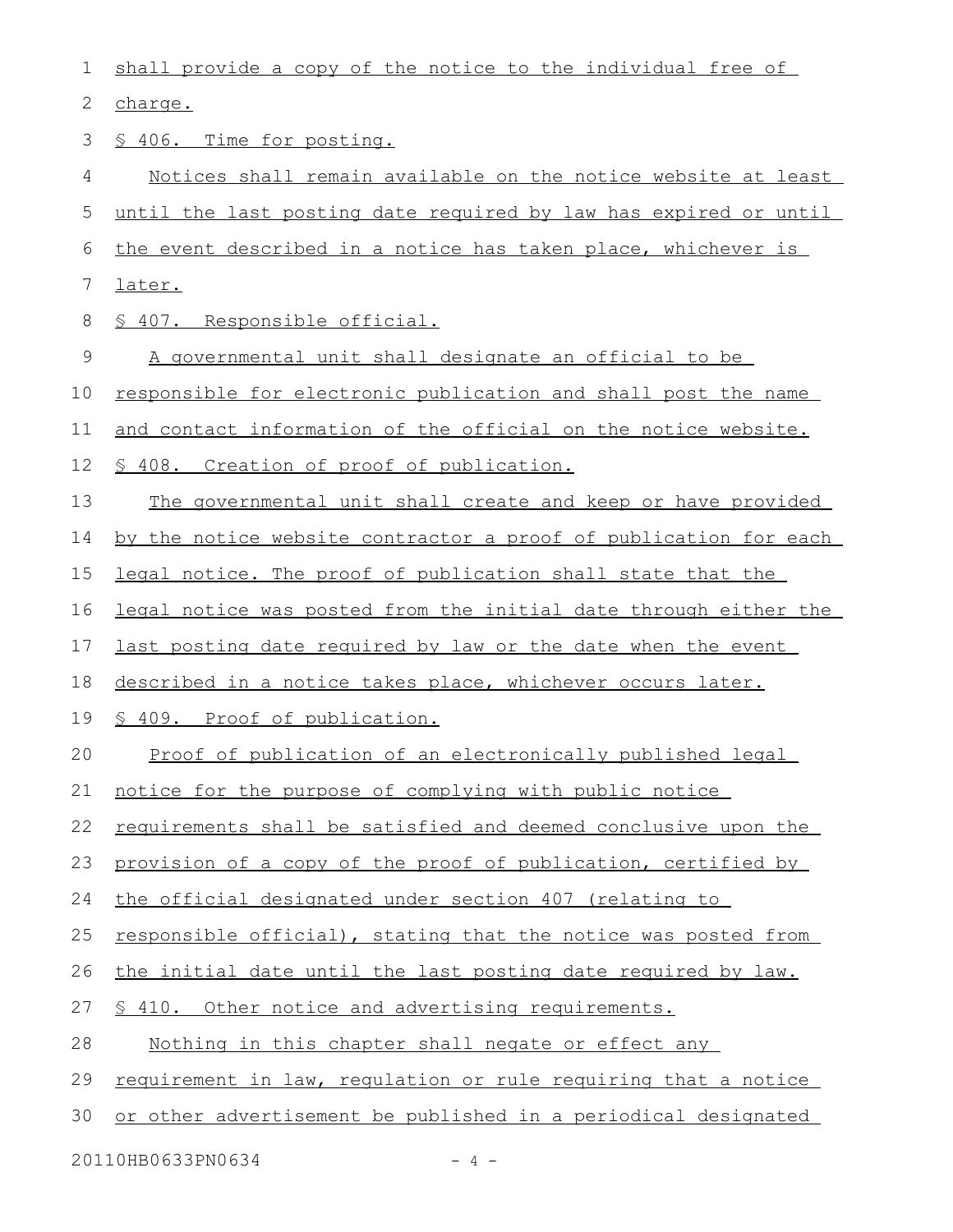shall provide a copy of the notice to the individual free of charge.

§ 406. Time for posting.

Notices shall remain available on the notice website at least until the last posting date required by law has expired or until the event described in a notice has taken place, whichever is later.

§ 407. Responsible official.

A governmental unit shall designate an official to be responsible for electronic publication and shall post the name and contact information of the official on the notice website.

§ 408. Creation of proof of publication.

The governmental unit shall create and keep or have provided by the notice website contractor a proof of publication for each legal notice. The proof of publication shall state that the legal notice was posted from the initial date through either the last posting date required by law or the date when the event described in a notice takes place, whichever occurs later.

§ 409. Proof of publication.

Proof of publication of an electronically published legal notice for the purpose of complying with public notice requirements shall be satisfied and deemed conclusive upon the provision of a copy of the proof of publication, certified by the official designated under section 407 (relating to responsible official), stating that the notice was posted from the initial date until the last posting date required by law.

§ 410. Other notice and advertising requirements.

Nothing in this chapter shall negate or effect any requirement in law, regulation or rule requiring that a notice or other advertisement be published in a periodical designated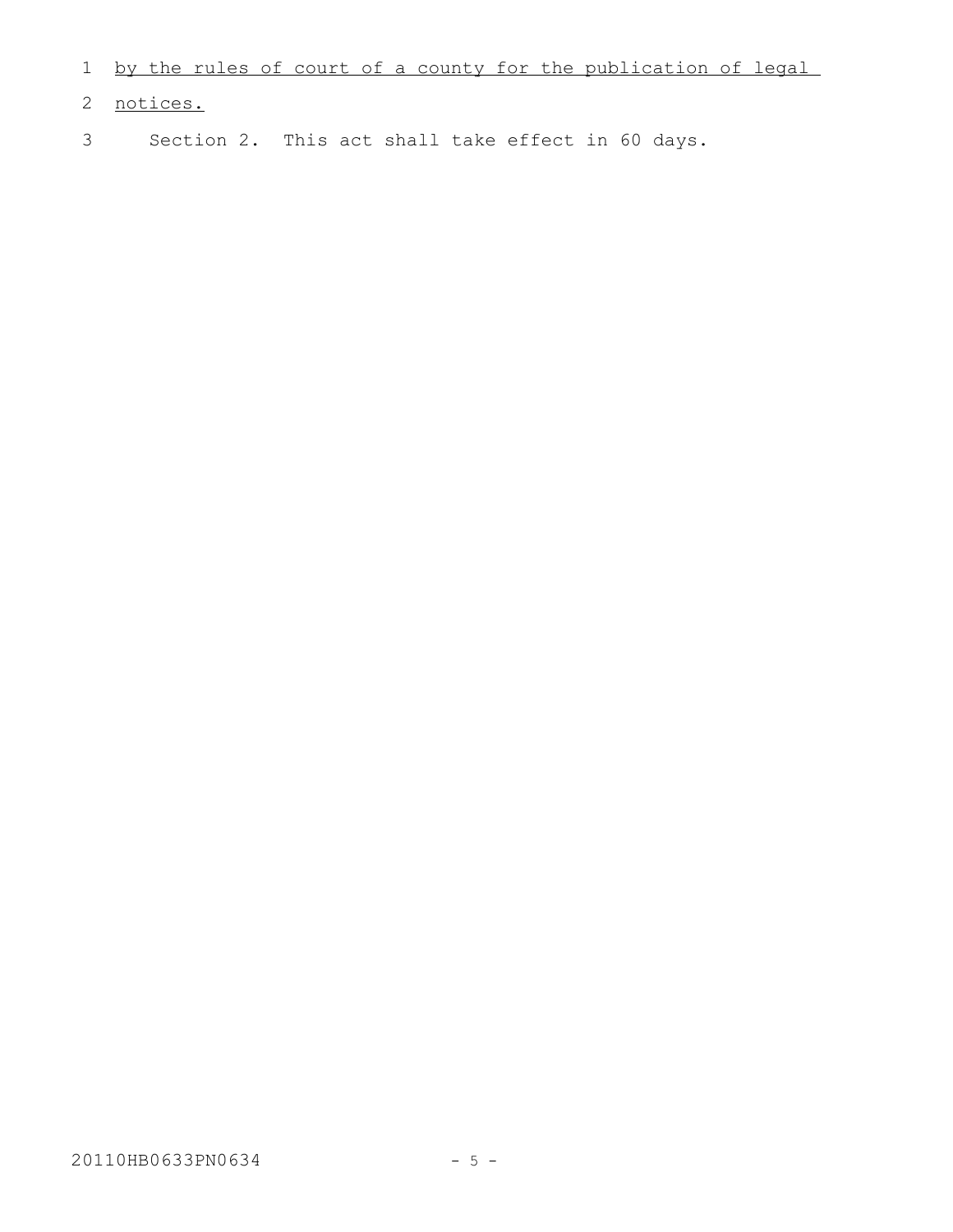by the rules of court of a county for the publication of legal notices.

Section 2. This act shall take effect in 60 days.